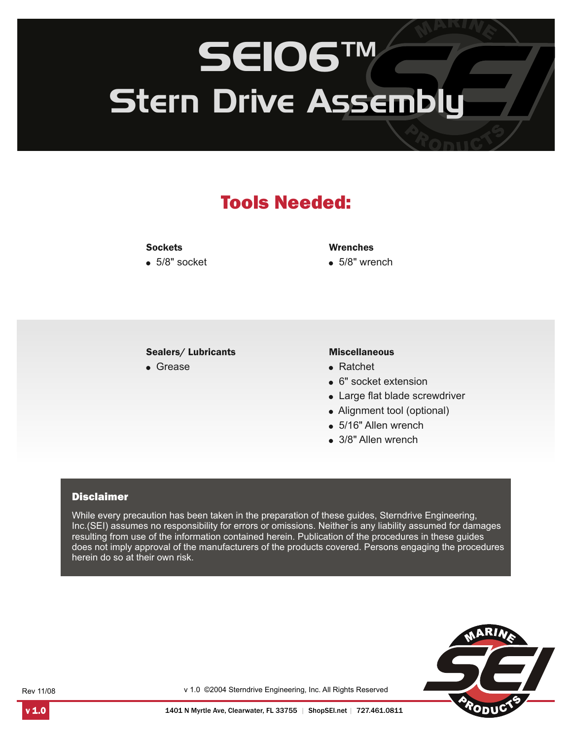# SEI06™ Stern Drive Assembly

## Tools Needed:

**Sockets**

- 5/8" socket

**Wrenches**

- 5/8" wrench

**Sealers/ Lubricants**

- Grease

**Miscellaneous**

- Ratchet
- 6" socket extension
- Large flat blade screwdriver
- Alignment tool (optional)
- 5/16" Allen wrench
- 3/8" Allen wrench

### Disclaimer

While every precaution has been taken in the preparation of these guides, Sterndrive Engineering, Inc.(SEI) assumes no responsibility for errors or omissions. Neither is any liability assumed for damages resulting from use of the information contained herein. Publication of the procedures in these guides does not imply approval of the manufacturers of the products covered. Persons engaging the procedures herein do so at their own risk.

Rev 11/08

v 1.0 ©2004 Sterndrive Engineering, Inc. All Rights Reserved

1401 N Myrtle Ave, Clearwater, FL 33755 | ShopSEI.net | 727.461.0811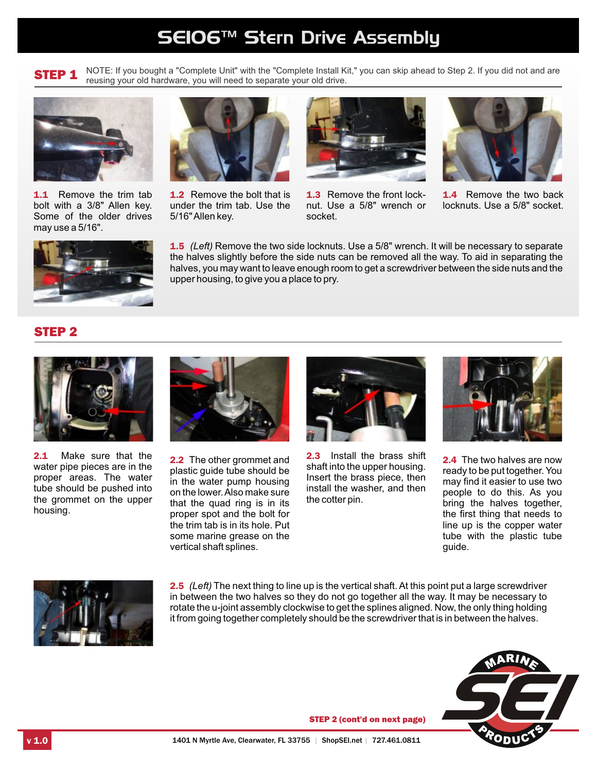# SEI06™ Stern Drive Assembly

## STEP 1

NOTE: If you bought a "Complete Unit" with the "Complete Install Kit," you can skip ahead to Step 2. If you did not and are reusing your old hardware, you will need to separate your old drive.

**1.1** Remove the trim tab bolt with a 3/8" Allen key. Some of the older drives may use a 5/16".

**1.2** Remove the bolt that is under the trim tab. Use the 5/16" Allen key.

**1.3** Remove the front lock-nut. Use a 5/8" wrench or socket.

**1.4** Remove the two back locknuts. Use a 5/8" socket.

**1.5** *(Left)* Remove the two side locknuts. Use a 5/8" wrench. It will be necessary to separate the halves slightly before the side nuts can be removed all the way. To aid in separating the halves, you may want to leave enough room to get a screwdriver between the side nuts and the upper housing, to give you a place to pry.

## STEP 2

**2.1** Make sure that the water pipe pieces are in the proper areas. The water tube should be pushed into the grommet on the upper housing.

**2.2** The other grommet and plastic guide tube should be in the water pump housing on the lower. Also make sure that the quad ring is in its proper spot and the bolt for the trim tab is in its hole. Put some marine grease on the vertical shaft splines.

**2.3** Install the brass shift shaft into the upper housing. Insert the brass piece, then install the washer, and then the cotter pin.

**2.4** The two halves are now ready to be put together. You may find it easier to use two people to do this. As you bring the halves together, the first thing that needs to line up is the copper water tube with the plastic tube guide.

**2.5** *(Left)* The next thing to line up is the vertical shaft. At this point put a large screwdriver in between the two halves so they do not go together all the way. It may be necessary to rotate the u-joint assembly clockwise to get the splines aligned. Now, the only thing holding it from going together completely should be the screwdriver that is in between the halves.

**STEP 2 (cont'd on next page)**

v 1.0

1401 N Myrtle Ave, Clearwater, FL 33755 | ShopSEI.net | 727.461.0811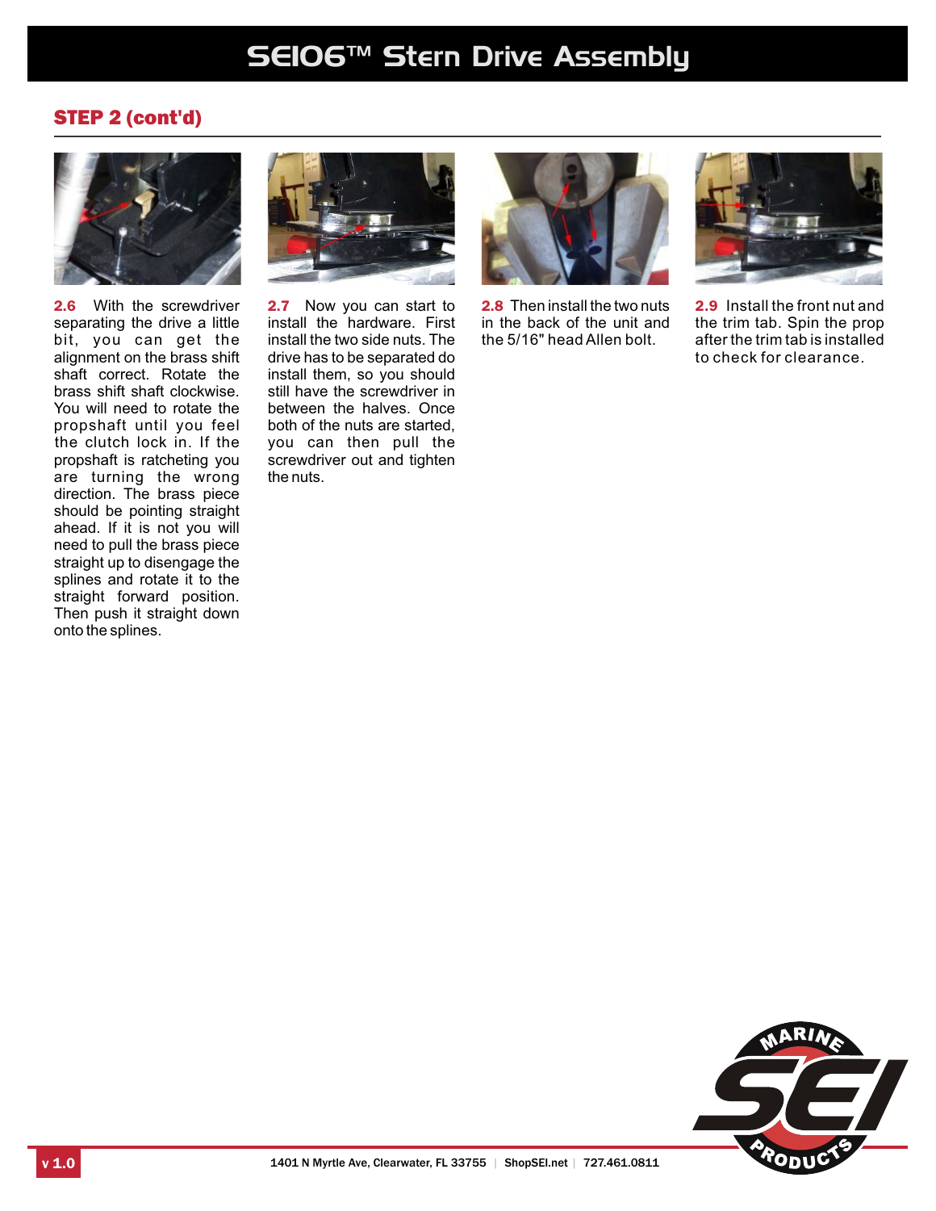## STEP 2 (cont'd)

**2.6** With the screwdriver separating the drive a little bit, you can get the alignment on the brass shift shaft correct. Rotate the brass shift shaft clockwise. You will need to rotate the propshaft until you feel the clutch lock in. If the propshaft is ratcheting you are turning the wrong direction. The brass piece should be pointing straight ahead. If it is not you will need to pull the brass piece straight up to disengage the splines and rotate it to the straight forward position. Then push it straight down onto the splines.

**2.7** Now you can start to install the hardware. First install the two side nuts. The drive has to be separated do install them, so you should still have the screwdriver in between the halves. Once both of the nuts are started, you can then pull the screwdriver out and tighten the nuts.

**2.8** Then install the two nuts in the back of the unit and the 5/16" head Allen bolt.

**2.9** Install the front nut and the trim tab. Spin the prop after the trim tab is installed to check for clearance.